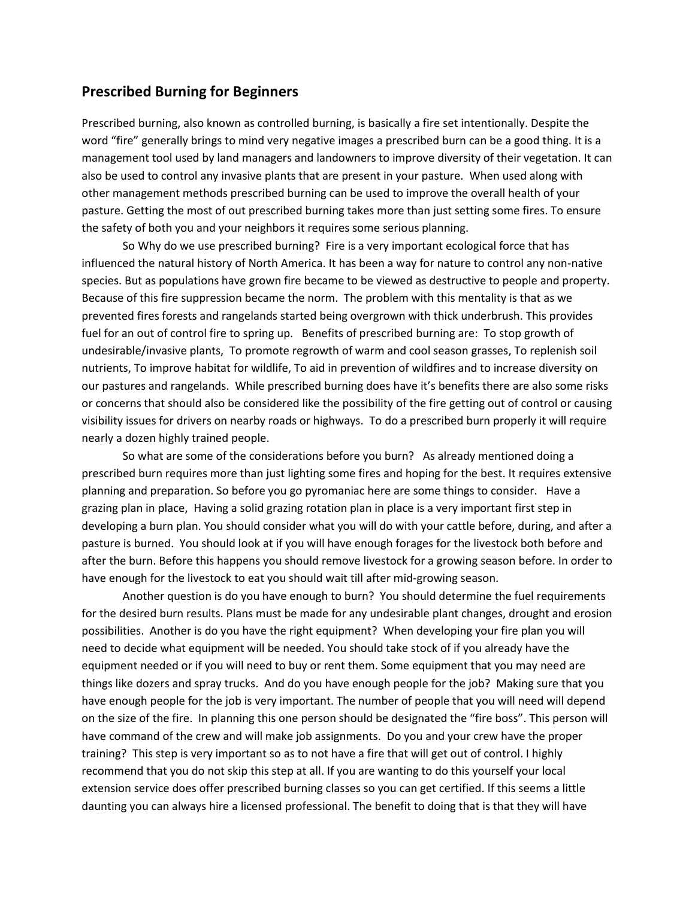## Prescribed Burning for Beginners

Prescribed burning, also known as controlled burning, is basically a fire set intentionally. Despite the word "fire" generally brings to mind very negative images a prescribed burn can be a good thing. It is a management tool used by land managers and landowners to improve diversity of their vegetation. It can also be used to control any invasive plants that are present in your pasture. When used along with other management methods prescribed burning can be used to improve the overall health of your pasture. Getting the most of out prescribed burning takes more than just setting some fires. To ensure the safety of both you and your neighbors it requires some serious planning.

So Why do we use prescribed burning? Fire is a very important ecological force that has influenced the natural history of North America. It has been a way for nature to control any non-native species. But as populations have grown fire became to be viewed as destructive to people and property. Because of this fire suppression became the norm. The problem with this mentality is that as we prevented fires forests and rangelands started being overgrown with thick underbrush. This provides fuel for an out of control fire to spring up. Benefits of prescribed burning are: To stop growth of undesirable/invasive plants, To promote regrowth of warm and cool season grasses, To replenish soil nutrients, To improve habitat for wildlife, To aid in prevention of wildfires and to increase diversity on our pastures and rangelands. While prescribed burning does have it's benefits there are also some risks or concerns that should also be considered like the possibility of the fire getting out of control or causing visibility issues for drivers on nearby roads or highways. To do a prescribed burn properly it will require nearly a dozen highly trained people.

So what are some of the considerations before you burn? As already mentioned doing a prescribed burn requires more than just lighting some fires and hoping for the best. It requires extensive planning and preparation. So before you go pyromaniac here are some things to consider. Have a grazing plan in place, Having a solid grazing rotation plan in place is a very important first step in developing a burn plan. You should consider what you will do with your cattle before, during, and after a pasture is burned. You should look at if you will have enough forages for the livestock both before and after the burn. Before this happens you should remove livestock for a growing season before. In order to have enough for the livestock to eat you should wait till after mid-growing season.

Another question is do you have enough to burn? You should determine the fuel requirements for the desired burn results. Plans must be made for any undesirable plant changes, drought and erosion possibilities. Another is do you have the right equipment? When developing your fire plan you will need to decide what equipment will be needed. You should take stock of if you already have the equipment needed or if you will need to buy or rent them. Some equipment that you may need are things like dozers and spray trucks. And do you have enough people for the job? Making sure that you have enough people for the job is very important. The number of people that you will need will depend on the size of the fire. In planning this one person should be designated the "fire boss". This person will have command of the crew and will make job assignments. Do you and your crew have the proper training? This step is very important so as to not have a fire that will get out of control. I highly recommend that you do not skip this step at all. If you are wanting to do this yourself your local extension service does offer prescribed burning classes so you can get certified. If this seems a little daunting you can always hire a licensed professional. The benefit to doing that is that they will have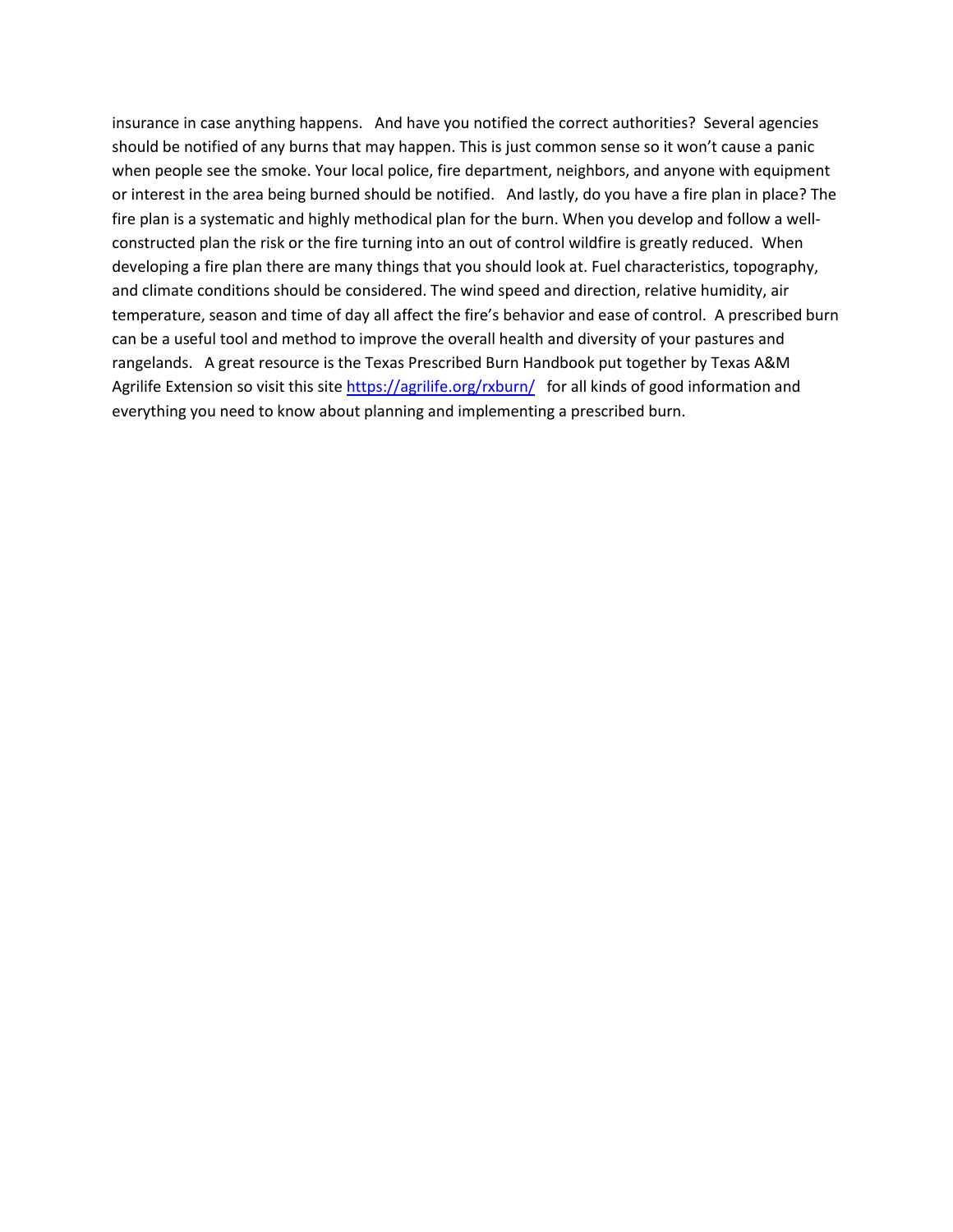insurance in case anything happens. And have you notified the correct authorities? Several agencies should be notified of any burns that may happen. This is just common sense so it won't cause a panic when people see the smoke. Your local police, fire department, neighbors, and anyone with equipment or interest in the area being burned should be notified. And lastly, do you have a fire plan in place? The fire plan is a systematic and highly methodical plan for the burn. When you develop and follow a well-constructed plan the risk or the fire turning into an out of control wildfire is greatly reduced. When developing a fire plan there are many things that you should look at. Fuel characteristics, topography, and climate conditions should be considered. The wind speed and direction, relative humidity, air temperature, season and time of day all affect the fire's behavior and ease of control. A prescribed burn can be a useful tool and method to improve the overall health and diversity of your pastures and rangelands. A great resource is the Texas Prescribed Burn Handbook put together by Texas A&M Agrilife Extension so visit this site [https://agrilife.org/rxburn/](https://agrilife.org/rxburn/) for all kinds of good information and everything you need to know about planning and implementing a prescribed burn.